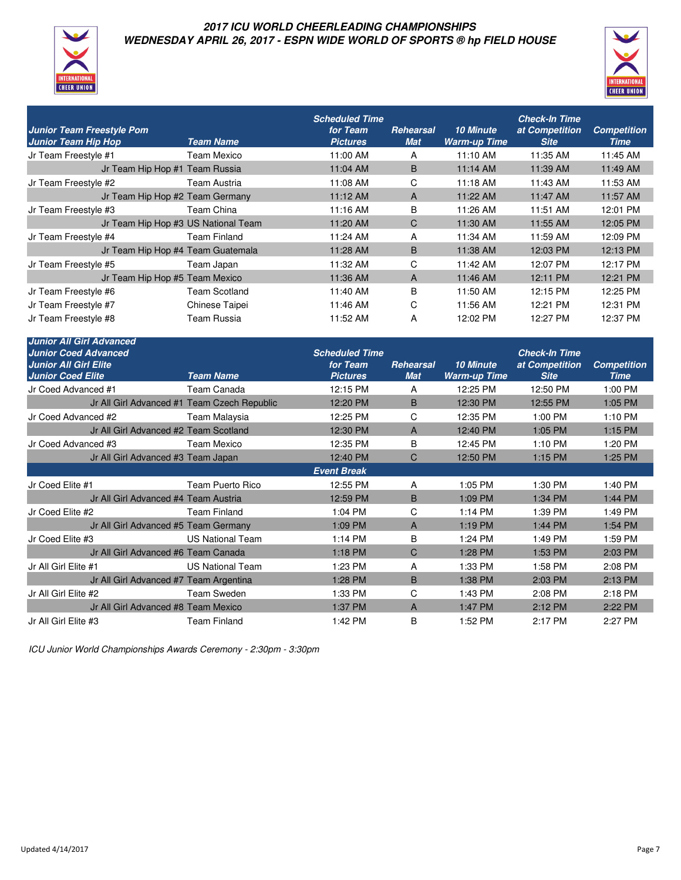## 2017 ICU WORLD CHEERLEADING CHAMPIONSHIPS
## WEDNESDAY APRIL 26, 2017 - ESPN WIDE WORLD OF SPORTS ® hp FIELD HOUSE

| Junior Team Freestyle Pom<br>Junior Team Hip Hop | Team Name | Scheduled Time for Team Pictures | Rehearsal Mat | 10 Minute Warm-up Time | Check-In Time at Competition Site | Competition Time |
|---|---|---|---|---|---|---|
| Jr Team Freestyle #1 | Team Mexico | 11:00 AM | A | 11:10 AM | 11:35 AM | 11:45 AM |
| Jr Team Hip Hop #1 | Team Russia | 11:04 AM | B | 11:14 AM | 11:39 AM | 11:49 AM |
| Jr Team Freestyle #2 | Team Austria | 11:08 AM | C | 11:18 AM | 11:43 AM | 11:53 AM |
| Jr Team Hip Hop #2 | Team Germany | 11:12 AM | A | 11:22 AM | 11:47 AM | 11:57 AM |
| Jr Team Freestyle #3 | Team China | 11:16 AM | B | 11:26 AM | 11:51 AM | 12:01 PM |
| Jr Team Hip Hop #3 | US National Team | 11:20 AM | C | 11:30 AM | 11:55 AM | 12:05 PM |
| Jr Team Freestyle #4 | Team Finland | 11:24 AM | A | 11:34 AM | 11:59 AM | 12:09 PM |
| Jr Team Hip Hop #4 | Team Guatemala | 11:28 AM | B | 11:38 AM | 12:03 PM | 12:13 PM |
| Jr Team Freestyle #5 | Team Japan | 11:32 AM | C | 11:42 AM | 12:07 PM | 12:17 PM |
| Jr Team Hip Hop #5 | Team Mexico | 11:36 AM | A | 11:46 AM | 12:11 PM | 12:21 PM |
| Jr Team Freestyle #6 | Team Scotland | 11:40 AM | B | 11:50 AM | 12:15 PM | 12:25 PM |
| Jr Team Freestyle #7 | Chinese Taipei | 11:46 AM | C | 11:56 AM | 12:21 PM | 12:31 PM |
| Jr Team Freestyle #8 | Team Russia | 11:52 AM | A | 12:02 PM | 12:27 PM | 12:37 PM |

| Junior All Girl Advanced<br>Junior Coed Advanced<br>Junior All Girl Elite<br>Junior Coed Elite | Team Name | Scheduled Time for Team Pictures | Rehearsal Mat | 10 Minute Warm-up Time | Check-In Time at Competition Site | Competition Time |
|---|---|---|---|---|---|---|
| Jr Coed Advanced #1 | Team Canada | 12:15 PM | A | 12:25 PM | 12:50 PM | 1:00 PM |
| Jr All Girl Advanced #1 | Team Czech Republic | 12:20 PM | B | 12:30 PM | 12:55 PM | 1:05 PM |
| Jr Coed Advanced #2 | Team Malaysia | 12:25 PM | C | 12:35 PM | 1:00 PM | 1:10 PM |
| Jr All Girl Advanced #2 | Team Scotland | 12:30 PM | A | 12:40 PM | 1:05 PM | 1:15 PM |
| Jr Coed Advanced #3 | Team Mexico | 12:35 PM | B | 12:45 PM | 1:10 PM | 1:20 PM |
| Jr All Girl Advanced #3 | Team Japan | 12:40 PM | C | 12:50 PM | 1:15 PM | 1:25 PM |
| | | **Event Break** | | | | |
| Jr Coed Elite #1 | Team Puerto Rico | 12:55 PM | A | 1:05 PM | 1:30 PM | 1:40 PM |
| Jr All Girl Advanced #4 | Team Austria | 12:59 PM | B | 1:09 PM | 1:34 PM | 1:44 PM |
| Jr Coed Elite #2 | Team Finland | 1:04 PM | C | 1:14 PM | 1:39 PM | 1:49 PM |
| Jr All Girl Advanced #5 | Team Germany | 1:09 PM | A | 1:19 PM | 1:44 PM | 1:54 PM |
| Jr Coed Elite #3 | US National Team | 1:14 PM | B | 1:24 PM | 1:49 PM | 1:59 PM |
| Jr All Girl Advanced #6 | Team Canada | 1:18 PM | C | 1:28 PM | 1:53 PM | 2:03 PM |
| Jr All Girl Elite #1 | US National Team | 1:23 PM | A | 1:33 PM | 1:58 PM | 2:08 PM |
| Jr All Girl Advanced #7 | Team Argentina | 1:28 PM | B | 1:38 PM | 2:03 PM | 2:13 PM |
| Jr All Girl Elite #2 | Team Sweden | 1:33 PM | C | 1:43 PM | 2:08 PM | 2:18 PM |
| Jr All Girl Advanced #8 | Team Mexico | 1:37 PM | A | 1:47 PM | 2:12 PM | 2:22 PM |
| Jr All Girl Elite #3 | Team Finland | 1:42 PM | B | 1:52 PM | 2:17 PM | 2:27 PM |

*ICU Junior World Championships Awards Ceremony - 2:30pm - 3:30pm*

Updated 4/14/2017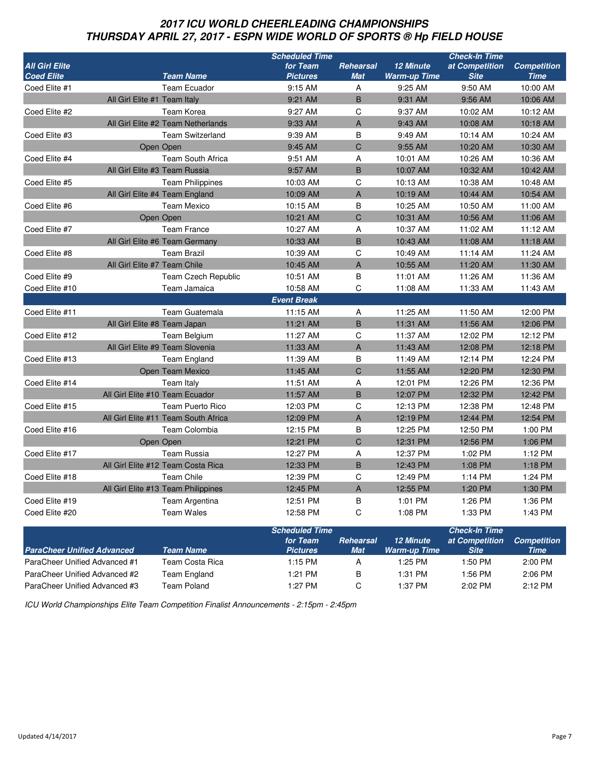## 2017 ICU WORLD CHEERLEADING CHAMPIONSHIPS
## THURSDAY APRIL 27, 2017 - ESPN WIDE WORLD OF SPORTS ® Hp FIELD HOUSE

| All Girl Elite / Coed Elite | Team Name | Scheduled Time for Team Pictures | Rehearsal Mat | 12 Minute Warm-up Time | Check-In Time at Competition Site | Competition Time |
|---|---|---|---|---|---|---|
| Coed Elite #1 | Team Ecuador | 9:15 AM | A | 9:25 AM | 9:50 AM | 10:00 AM |
| All Girl Elite #1 | Team Italy | 9:21 AM | B | 9:31 AM | 9:56 AM | 10:06 AM |
| Coed Elite #2 | Team Korea | 9:27 AM | C | 9:37 AM | 10:02 AM | 10:12 AM |
| All Girl Elite #2 | Team Netherlands | 9:33 AM | A | 9:43 AM | 10:08 AM | 10:18 AM |
| Coed Elite #3 | Team Switzerland | 9:39 AM | B | 9:49 AM | 10:14 AM | 10:24 AM |
| Open | Open | 9:45 AM | C | 9:55 AM | 10:20 AM | 10:30 AM |
| Coed Elite #4 | Team South Africa | 9:51 AM | A | 10:01 AM | 10:26 AM | 10:36 AM |
| All Girl Elite #3 | Team Russia | 9:57 AM | B | 10:07 AM | 10:32 AM | 10:42 AM |
| Coed Elite #5 | Team Philippines | 10:03 AM | C | 10:13 AM | 10:38 AM | 10:48 AM |
| All Girl Elite #4 | Team England | 10:09 AM | A | 10:19 AM | 10:44 AM | 10:54 AM |
| Coed Elite #6 | Team Mexico | 10:15 AM | B | 10:25 AM | 10:50 AM | 11:00 AM |
| Open | Open | 10:21 AM | C | 10:31 AM | 10:56 AM | 11:06 AM |
| Coed Elite #7 | Team France | 10:27 AM | A | 10:37 AM | 11:02 AM | 11:12 AM |
| All Girl Elite #6 | Team Germany | 10:33 AM | B | 10:43 AM | 11:08 AM | 11:18 AM |
| Coed Elite #8 | Team Brazil | 10:39 AM | C | 10:49 AM | 11:14 AM | 11:24 AM |
| All Girl Elite #7 | Team Chile | 10:45 AM | A | 10:55 AM | 11:20 AM | 11:30 AM |
| Coed Elite #9 | Team Czech Republic | 10:51 AM | B | 11:01 AM | 11:26 AM | 11:36 AM |
| Coed Elite #10 | Team Jamaica | 10:58 AM | C | 11:08 AM | 11:33 AM | 11:43 AM |
| | | **Event Break** | | | | |
| Coed Elite #11 | Team Guatemala | 11:15 AM | A | 11:25 AM | 11:50 AM | 12:00 PM |
| All Girl Elite #8 | Team Japan | 11:21 AM | B | 11:31 AM | 11:56 AM | 12:06 PM |
| Coed Elite #12 | Team Belgium | 11:27 AM | C | 11:37 AM | 12:02 PM | 12:12 PM |
| All Girl Elite #9 | Team Slovenia | 11:33 AM | A | 11:43 AM | 12:08 PM | 12:18 PM |
| Coed Elite #13 | Team England | 11:39 AM | B | 11:49 AM | 12:14 PM | 12:24 PM |
| Open | Team Mexico | 11:45 AM | C | 11:55 AM | 12:20 PM | 12:30 PM |
| Coed Elite #14 | Team Italy | 11:51 AM | A | 12:01 PM | 12:26 PM | 12:36 PM |
| All Girl Elite #10 | Team Ecuador | 11:57 AM | B | 12:07 PM | 12:32 PM | 12:42 PM |
| Coed Elite #15 | Team Puerto Rico | 12:03 PM | C | 12:13 PM | 12:38 PM | 12:48 PM |
| All Girl Elite #11 | Team South Africa | 12:09 PM | A | 12:19 PM | 12:44 PM | 12:54 PM |
| Coed Elite #16 | Team Colombia | 12:15 PM | B | 12:25 PM | 12:50 PM | 1:00 PM |
| Open | Open | 12:21 PM | C | 12:31 PM | 12:56 PM | 1:06 PM |
| Coed Elite #17 | Team Russia | 12:27 PM | A | 12:37 PM | 1:02 PM | 1:12 PM |
| All Girl Elite #12 | Team Costa Rica | 12:33 PM | B | 12:43 PM | 1:08 PM | 1:18 PM |
| Coed Elite #18 | Team Chile | 12:39 PM | C | 12:49 PM | 1:14 PM | 1:24 PM |
| All Girl Elite #13 | Team Philippines | 12:45 PM | A | 12:55 PM | 1:20 PM | 1:30 PM |
| Coed Elite #19 | Team Argentina | 12:51 PM | B | 1:01 PM | 1:26 PM | 1:36 PM |
| Coed Elite #20 | Team Wales | 12:58 PM | C | 1:08 PM | 1:33 PM | 1:43 PM |

| ParaCheer Unified Advanced | Team Name | Scheduled Time for Team Pictures | Rehearsal Mat | 12 Minute Warm-up Time | Check-In Time at Competition Site | Competition Time |
|---|---|---|---|---|---|---|
| ParaCheer Unified Advanced #1 | Team Costa Rica | 1:15 PM | A | 1:25 PM | 1:50 PM | 2:00 PM |
| ParaCheer Unified Advanced #2 | Team England | 1:21 PM | B | 1:31 PM | 1:56 PM | 2:06 PM |
| ParaCheer Unified Advanced #3 | Team Poland | 1:27 PM | C | 1:37 PM | 2:02 PM | 2:12 PM |

*ICU World Championships Elite Team Competition Finalist Announcements - 2:15pm - 2:45pm*

Updated 4/14/2017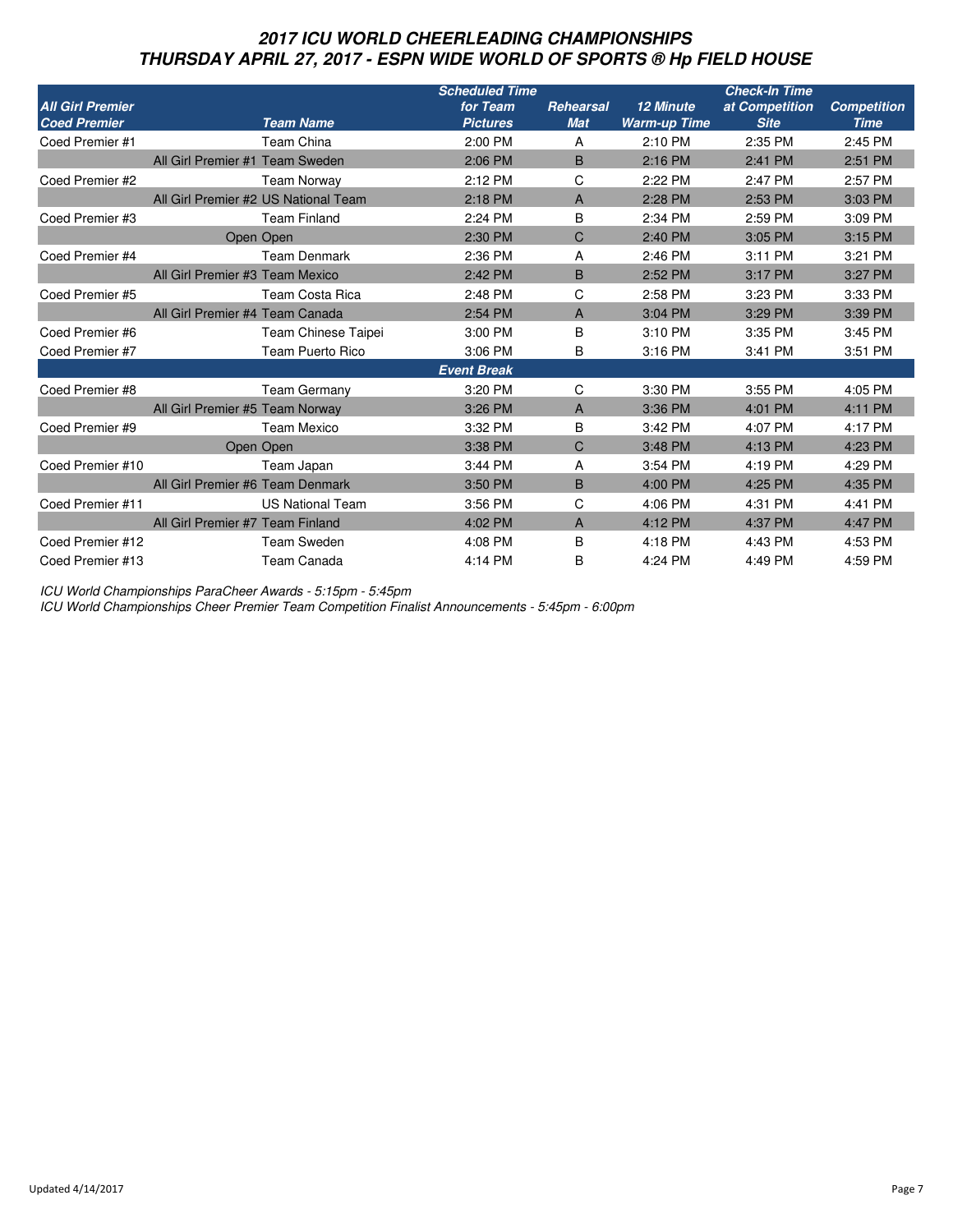# 2017 ICU WORLD CHEERLEADING CHAMPIONSHIPS
## THURSDAY APRIL 27, 2017 - ESPN WIDE WORLD OF SPORTS ® Hp FIELD HOUSE

| All Girl Premier | | Scheduled Time | | | Check-In Time | |
|---|---|---|---|---|---|---|
| Coed Premier | Team Name | for Team Pictures | Rehearsal Mat | 12 Minute Warm-up Time | at Competition Site | Competition Time |
| Coed Premier #1 | Team China | 2:00 PM | A | 2:10 PM | 2:35 PM | 2:45 PM |
| All Girl Premier #1 | Team Sweden | 2:06 PM | B | 2:16 PM | 2:41 PM | 2:51 PM |
| Coed Premier #2 | Team Norway | 2:12 PM | C | 2:22 PM | 2:47 PM | 2:57 PM |
| All Girl Premier #2 | US National Team | 2:18 PM | A | 2:28 PM | 2:53 PM | 3:03 PM |
| Coed Premier #3 | Team Finland | 2:24 PM | B | 2:34 PM | 2:59 PM | 3:09 PM |
| Open | Open | 2:30 PM | C | 2:40 PM | 3:05 PM | 3:15 PM |
| Coed Premier #4 | Team Denmark | 2:36 PM | A | 2:46 PM | 3:11 PM | 3:21 PM |
| All Girl Premier #3 | Team Mexico | 2:42 PM | B | 2:52 PM | 3:17 PM | 3:27 PM |
| Coed Premier #5 | Team Costa Rica | 2:48 PM | C | 2:58 PM | 3:23 PM | 3:33 PM |
| All Girl Premier #4 | Team Canada | 2:54 PM | A | 3:04 PM | 3:29 PM | 3:39 PM |
| Coed Premier #6 | Team Chinese Taipei | 3:00 PM | B | 3:10 PM | 3:35 PM | 3:45 PM |
| Coed Premier #7 | Team Puerto Rico | 3:06 PM | B | 3:16 PM | 3:41 PM | 3:51 PM |
| | | **Event Break** | | | | |
| Coed Premier #8 | Team Germany | 3:20 PM | C | 3:30 PM | 3:55 PM | 4:05 PM |
| All Girl Premier #5 | Team Norway | 3:26 PM | A | 3:36 PM | 4:01 PM | 4:11 PM |
| Coed Premier #9 | Team Mexico | 3:32 PM | B | 3:42 PM | 4:07 PM | 4:17 PM |
| Open | Open | 3:38 PM | C | 3:48 PM | 4:13 PM | 4:23 PM |
| Coed Premier #10 | Team Japan | 3:44 PM | A | 3:54 PM | 4:19 PM | 4:29 PM |
| All Girl Premier #6 | Team Denmark | 3:50 PM | B | 4:00 PM | 4:25 PM | 4:35 PM |
| Coed Premier #11 | US National Team | 3:56 PM | C | 4:06 PM | 4:31 PM | 4:41 PM |
| All Girl Premier #7 | Team Finland | 4:02 PM | A | 4:12 PM | 4:37 PM | 4:47 PM |
| Coed Premier #12 | Team Sweden | 4:08 PM | B | 4:18 PM | 4:43 PM | 4:53 PM |
| Coed Premier #13 | Team Canada | 4:14 PM | B | 4:24 PM | 4:49 PM | 4:59 PM |

*ICU World Championships ParaCheer Awards - 5:15pm - 5:45pm*

*ICU World Championships Cheer Premier Team Competition Finalist Announcements - 5:45pm - 6:00pm*

Updated 4/14/2017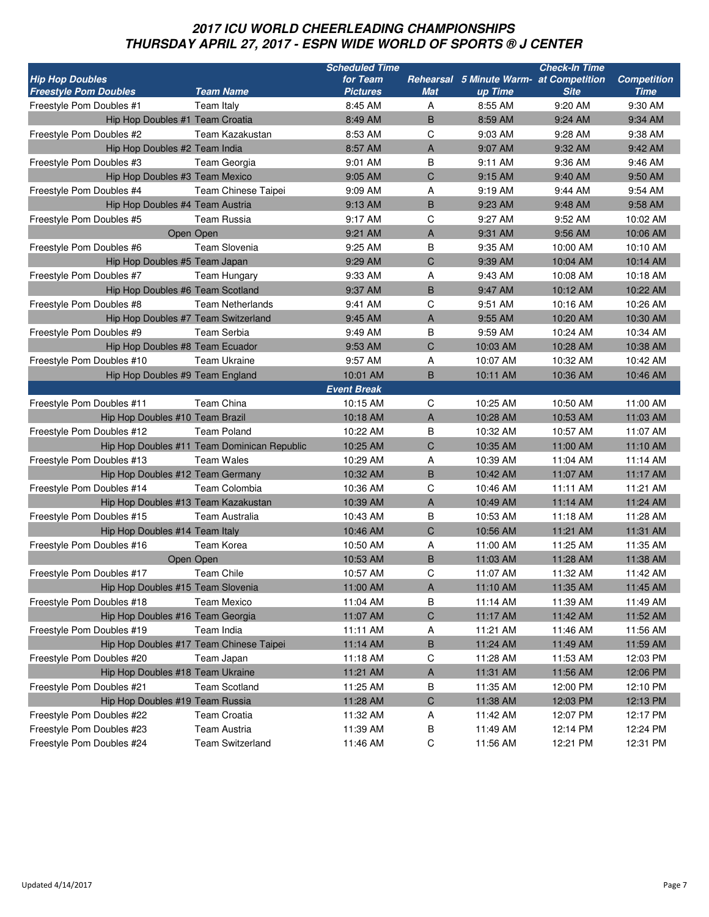# 2017 ICU WORLD CHEERLEADING CHAMPIONSHIPS
## THURSDAY APRIL 27, 2017 - ESPN WIDE WORLD OF SPORTS ® J CENTER

| Hip Hop Doubles / Freestyle Pom Doubles | Team Name | Scheduled Time for Team Pictures | Rehearsal Mat | 5 Minute Warm-up Time | Check-In Time at Competition Site | Competition Time |
|---|---|---|---|---|---|---|
| Freestyle Pom Doubles #1 | Team Italy | 8:45 AM | A | 8:55 AM | 9:20 AM | 9:30 AM |
| Hip Hop Doubles #1 | Team Croatia | 8:49 AM | B | 8:59 AM | 9:24 AM | 9:34 AM |
| Freestyle Pom Doubles #2 | Team Kazakustan | 8:53 AM | C | 9:03 AM | 9:28 AM | 9:38 AM |
| Hip Hop Doubles #2 | Team India | 8:57 AM | A | 9:07 AM | 9:32 AM | 9:42 AM |
| Freestyle Pom Doubles #3 | Team Georgia | 9:01 AM | B | 9:11 AM | 9:36 AM | 9:46 AM |
| Hip Hop Doubles #3 | Team Mexico | 9:05 AM | C | 9:15 AM | 9:40 AM | 9:50 AM |
| Freestyle Pom Doubles #4 | Team Chinese Taipei | 9:09 AM | A | 9:19 AM | 9:44 AM | 9:54 AM |
| Hip Hop Doubles #4 | Team Austria | 9:13 AM | B | 9:23 AM | 9:48 AM | 9:58 AM |
| Freestyle Pom Doubles #5 | Team Russia | 9:17 AM | C | 9:27 AM | 9:52 AM | 10:02 AM |
| Open | Open | 9:21 AM | A | 9:31 AM | 9:56 AM | 10:06 AM |
| Freestyle Pom Doubles #6 | Team Slovenia | 9:25 AM | B | 9:35 AM | 10:00 AM | 10:10 AM |
| Hip Hop Doubles #5 | Team Japan | 9:29 AM | C | 9:39 AM | 10:04 AM | 10:14 AM |
| Freestyle Pom Doubles #7 | Team Hungary | 9:33 AM | A | 9:43 AM | 10:08 AM | 10:18 AM |
| Hip Hop Doubles #6 | Team Scotland | 9:37 AM | B | 9:47 AM | 10:12 AM | 10:22 AM |
| Freestyle Pom Doubles #8 | Team Netherlands | 9:41 AM | C | 9:51 AM | 10:16 AM | 10:26 AM |
| Hip Hop Doubles #7 | Team Switzerland | 9:45 AM | A | 9:55 AM | 10:20 AM | 10:30 AM |
| Freestyle Pom Doubles #9 | Team Serbia | 9:49 AM | B | 9:59 AM | 10:24 AM | 10:34 AM |
| Hip Hop Doubles #8 | Team Ecuador | 9:53 AM | C | 10:03 AM | 10:28 AM | 10:38 AM |
| Freestyle Pom Doubles #10 | Team Ukraine | 9:57 AM | A | 10:07 AM | 10:32 AM | 10:42 AM |
| Hip Hop Doubles #9 | Team England | 10:01 AM | B | 10:11 AM | 10:36 AM | 10:46 AM |
| | | **Event Break** | | | | |
| Freestyle Pom Doubles #11 | Team China | 10:15 AM | C | 10:25 AM | 10:50 AM | 11:00 AM |
| Hip Hop Doubles #10 | Team Brazil | 10:18 AM | A | 10:28 AM | 10:53 AM | 11:03 AM |
| Freestyle Pom Doubles #12 | Team Poland | 10:22 AM | B | 10:32 AM | 10:57 AM | 11:07 AM |
| Hip Hop Doubles #11 | Team Dominican Republic | 10:25 AM | C | 10:35 AM | 11:00 AM | 11:10 AM |
| Freestyle Pom Doubles #13 | Team Wales | 10:29 AM | A | 10:39 AM | 11:04 AM | 11:14 AM |
| Hip Hop Doubles #12 | Team Germany | 10:32 AM | B | 10:42 AM | 11:07 AM | 11:17 AM |
| Freestyle Pom Doubles #14 | Team Colombia | 10:36 AM | C | 10:46 AM | 11:11 AM | 11:21 AM |
| Hip Hop Doubles #13 | Team Kazakustan | 10:39 AM | A | 10:49 AM | 11:14 AM | 11:24 AM |
| Freestyle Pom Doubles #15 | Team Australia | 10:43 AM | B | 10:53 AM | 11:18 AM | 11:28 AM |
| Hip Hop Doubles #14 | Team Italy | 10:46 AM | C | 10:56 AM | 11:21 AM | 11:31 AM |
| Freestyle Pom Doubles #16 | Team Korea | 10:50 AM | A | 11:00 AM | 11:25 AM | 11:35 AM |
| Open | Open | 10:53 AM | B | 11:03 AM | 11:28 AM | 11:38 AM |
| Freestyle Pom Doubles #17 | Team Chile | 10:57 AM | C | 11:07 AM | 11:32 AM | 11:42 AM |
| Hip Hop Doubles #15 | Team Slovenia | 11:00 AM | A | 11:10 AM | 11:35 AM | 11:45 AM |
| Freestyle Pom Doubles #18 | Team Mexico | 11:04 AM | B | 11:14 AM | 11:39 AM | 11:49 AM |
| Hip Hop Doubles #16 | Team Georgia | 11:07 AM | C | 11:17 AM | 11:42 AM | 11:52 AM |
| Freestyle Pom Doubles #19 | Team India | 11:11 AM | A | 11:21 AM | 11:46 AM | 11:56 AM |
| Hip Hop Doubles #17 | Team Chinese Taipei | 11:14 AM | B | 11:24 AM | 11:49 AM | 11:59 AM |
| Freestyle Pom Doubles #20 | Team Japan | 11:18 AM | C | 11:28 AM | 11:53 AM | 12:03 PM |
| Hip Hop Doubles #18 | Team Ukraine | 11:21 AM | A | 11:31 AM | 11:56 AM | 12:06 PM |
| Freestyle Pom Doubles #21 | Team Scotland | 11:25 AM | B | 11:35 AM | 12:00 PM | 12:10 PM |
| Hip Hop Doubles #19 | Team Russia | 11:28 AM | C | 11:38 AM | 12:03 PM | 12:13 PM |
| Freestyle Pom Doubles #22 | Team Croatia | 11:32 AM | A | 11:42 AM | 12:07 PM | 12:17 PM |
| Freestyle Pom Doubles #23 | Team Austria | 11:39 AM | B | 11:49 AM | 12:14 PM | 12:24 PM |
| Freestyle Pom Doubles #24 | Team Switzerland | 11:46 AM | C | 11:56 AM | 12:21 PM | 12:31 PM |

Updated 4/14/2017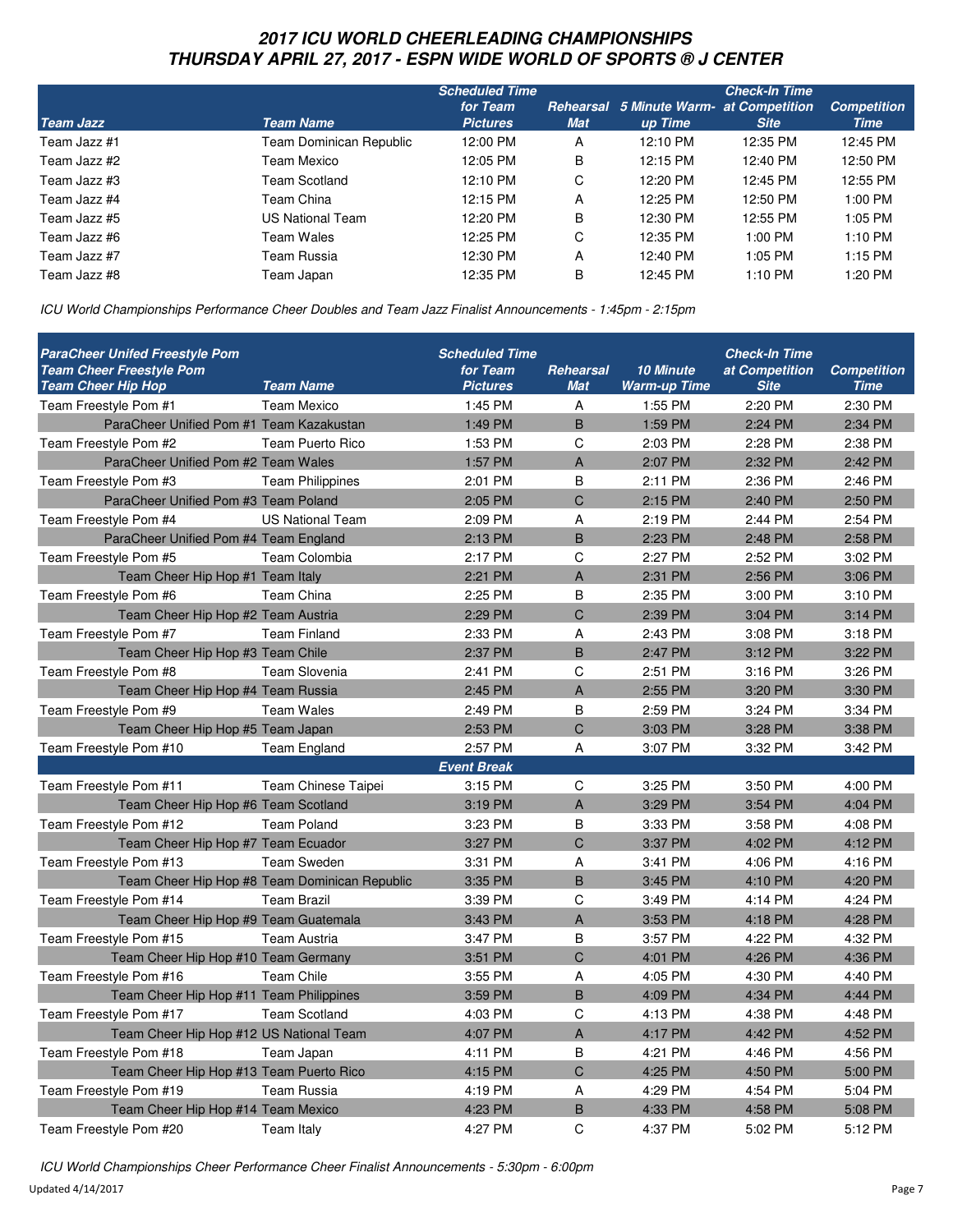# 2017 ICU WORLD CHEERLEADING CHAMPIONSHIPS
## THURSDAY APRIL 27, 2017 - ESPN WIDE WORLD OF SPORTS ® J CENTER

| Team Jazz | Team Name | Scheduled Time for Team Pictures | Rehearsal Mat | 5 Minute Warm-up Time | Check-In Time at Competition Site | Competition Time |
|---|---|---|---|---|---|---|
| Team Jazz #1 | Team Dominican Republic | 12:00 PM | A | 12:10 PM | 12:35 PM | 12:45 PM |
| Team Jazz #2 | Team Mexico | 12:05 PM | B | 12:15 PM | 12:40 PM | 12:50 PM |
| Team Jazz #3 | Team Scotland | 12:10 PM | C | 12:20 PM | 12:45 PM | 12:55 PM |
| Team Jazz #4 | Team China | 12:15 PM | A | 12:25 PM | 12:50 PM | 1:00 PM |
| Team Jazz #5 | US National Team | 12:20 PM | B | 12:30 PM | 12:55 PM | 1:05 PM |
| Team Jazz #6 | Team Wales | 12:25 PM | C | 12:35 PM | 1:00 PM | 1:10 PM |
| Team Jazz #7 | Team Russia | 12:30 PM | A | 12:40 PM | 1:05 PM | 1:15 PM |
| Team Jazz #8 | Team Japan | 12:35 PM | B | 12:45 PM | 1:10 PM | 1:20 PM |

*ICU World Championships Performance Cheer Doubles and Team Jazz Finalist Announcements - 1:45pm - 2:15pm*

| ParaCheer Unifed Freestyle Pom / Team Cheer Freestyle Pom / Team Cheer Hip Hop | Team Name | Scheduled Time for Team Pictures | Rehearsal Mat | 10 Minute Warm-up Time | Check-In Time at Competition Site | Competition Time |
|---|---|---|---|---|---|---|
| Team Freestyle Pom #1 | Team Mexico | 1:45 PM | A | 1:55 PM | 2:20 PM | 2:30 PM |
| ParaCheer Unified Pom #1 | Team Kazakustan | 1:49 PM | B | 1:59 PM | 2:24 PM | 2:34 PM |
| Team Freestyle Pom #2 | Team Puerto Rico | 1:53 PM | C | 2:03 PM | 2:28 PM | 2:38 PM |
| ParaCheer Unified Pom #2 | Team Wales | 1:57 PM | A | 2:07 PM | 2:32 PM | 2:42 PM |
| Team Freestyle Pom #3 | Team Philippines | 2:01 PM | B | 2:11 PM | 2:36 PM | 2:46 PM |
| ParaCheer Unified Pom #3 | Team Poland | 2:05 PM | C | 2:15 PM | 2:40 PM | 2:50 PM |
| Team Freestyle Pom #4 | US National Team | 2:09 PM | A | 2:19 PM | 2:44 PM | 2:54 PM |
| ParaCheer Unified Pom #4 | Team England | 2:13 PM | B | 2:23 PM | 2:48 PM | 2:58 PM |
| Team Freestyle Pom #5 | Team Colombia | 2:17 PM | C | 2:27 PM | 2:52 PM | 3:02 PM |
| Team Cheer Hip Hop #1 | Team Italy | 2:21 PM | A | 2:31 PM | 2:56 PM | 3:06 PM |
| Team Freestyle Pom #6 | Team China | 2:25 PM | B | 2:35 PM | 3:00 PM | 3:10 PM |
| Team Cheer Hip Hop #2 | Team Austria | 2:29 PM | C | 2:39 PM | 3:04 PM | 3:14 PM |
| Team Freestyle Pom #7 | Team Finland | 2:33 PM | A | 2:43 PM | 3:08 PM | 3:18 PM |
| Team Cheer Hip Hop #3 | Team Chile | 2:37 PM | B | 2:47 PM | 3:12 PM | 3:22 PM |
| Team Freestyle Pom #8 | Team Slovenia | 2:41 PM | C | 2:51 PM | 3:16 PM | 3:26 PM |
| Team Cheer Hip Hop #4 | Team Russia | 2:45 PM | A | 2:55 PM | 3:20 PM | 3:30 PM |
| Team Freestyle Pom #9 | Team Wales | 2:49 PM | B | 2:59 PM | 3:24 PM | 3:34 PM |
| Team Cheer Hip Hop #5 | Team Japan | 2:53 PM | C | 3:03 PM | 3:28 PM | 3:38 PM |
| Team Freestyle Pom #10 | Team England | 2:57 PM | A | 3:07 PM | 3:32 PM | 3:42 PM |
| | | **Event Break** | | | | |
| Team Freestyle Pom #11 | Team Chinese Taipei | 3:15 PM | C | 3:25 PM | 3:50 PM | 4:00 PM |
| Team Cheer Hip Hop #6 | Team Scotland | 3:19 PM | A | 3:29 PM | 3:54 PM | 4:04 PM |
| Team Freestyle Pom #12 | Team Poland | 3:23 PM | B | 3:33 PM | 3:58 PM | 4:08 PM |
| Team Cheer Hip Hop #7 | Team Ecuador | 3:27 PM | C | 3:37 PM | 4:02 PM | 4:12 PM |
| Team Freestyle Pom #13 | Team Sweden | 3:31 PM | A | 3:41 PM | 4:06 PM | 4:16 PM |
| Team Cheer Hip Hop #8 | Team Dominican Republic | 3:35 PM | B | 3:45 PM | 4:10 PM | 4:20 PM |
| Team Freestyle Pom #14 | Team Brazil | 3:39 PM | C | 3:49 PM | 4:14 PM | 4:24 PM |
| Team Cheer Hip Hop #9 | Team Guatemala | 3:43 PM | A | 3:53 PM | 4:18 PM | 4:28 PM |
| Team Freestyle Pom #15 | Team Austria | 3:47 PM | B | 3:57 PM | 4:22 PM | 4:32 PM |
| Team Cheer Hip Hop #10 | Team Germany | 3:51 PM | C | 4:01 PM | 4:26 PM | 4:36 PM |
| Team Freestyle Pom #16 | Team Chile | 3:55 PM | A | 4:05 PM | 4:30 PM | 4:40 PM |
| Team Cheer Hip Hop #11 | Team Philippines | 3:59 PM | B | 4:09 PM | 4:34 PM | 4:44 PM |
| Team Freestyle Pom #17 | Team Scotland | 4:03 PM | C | 4:13 PM | 4:38 PM | 4:48 PM |
| Team Cheer Hip Hop #12 | US National Team | 4:07 PM | A | 4:17 PM | 4:42 PM | 4:52 PM |
| Team Freestyle Pom #18 | Team Japan | 4:11 PM | B | 4:21 PM | 4:46 PM | 4:56 PM |
| Team Cheer Hip Hop #13 | Team Puerto Rico | 4:15 PM | C | 4:25 PM | 4:50 PM | 5:00 PM |
| Team Freestyle Pom #19 | Team Russia | 4:19 PM | A | 4:29 PM | 4:54 PM | 5:04 PM |
| Team Cheer Hip Hop #14 | Team Mexico | 4:23 PM | B | 4:33 PM | 4:58 PM | 5:08 PM |
| Team Freestyle Pom #20 | Team Italy | 4:27 PM | C | 4:37 PM | 5:02 PM | 5:12 PM |

*ICU World Championships Cheer Performance Cheer Finalist Announcements - 5:30pm - 6:00pm*

Updated 4/14/2017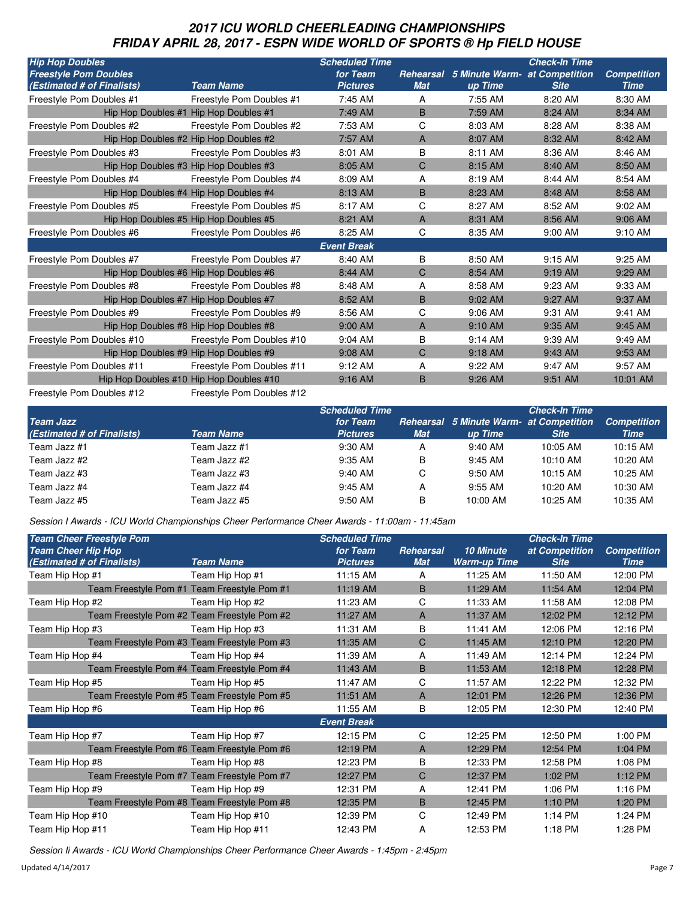# 2017 ICU WORLD CHEERLEADING CHAMPIONSHIPS
## FRIDAY APRIL 28, 2017 - ESPN WIDE WORLD OF SPORTS ® Hp FIELD HOUSE

| Hip Hop Doubles<br>Freestyle Pom Doubles<br>(Estimated # of Finalists) | Team Name | Scheduled Time for Team Pictures | Rehearsal Mat | 5 Minute Warm-up Time | Check-In Time at Competition Site | Competition Time |
|---|---|---|---|---|---|---|
| Freestyle Pom Doubles #1 | Freestyle Pom Doubles #1 | 7:45 AM | A | 7:55 AM | 8:20 AM | 8:30 AM |
| Hip Hop Doubles #1 | Hip Hop Doubles #1 | 7:49 AM | B | 7:59 AM | 8:24 AM | 8:34 AM |
| Freestyle Pom Doubles #2 | Freestyle Pom Doubles #2 | 7:53 AM | C | 8:03 AM | 8:28 AM | 8:38 AM |
| Hip Hop Doubles #2 | Hip Hop Doubles #2 | 7:57 AM | A | 8:07 AM | 8:32 AM | 8:42 AM |
| Freestyle Pom Doubles #3 | Freestyle Pom Doubles #3 | 8:01 AM | B | 8:11 AM | 8:36 AM | 8:46 AM |
| Hip Hop Doubles #3 | Hip Hop Doubles #3 | 8:05 AM | C | 8:15 AM | 8:40 AM | 8:50 AM |
| Freestyle Pom Doubles #4 | Freestyle Pom Doubles #4 | 8:09 AM | A | 8:19 AM | 8:44 AM | 8:54 AM |
| Hip Hop Doubles #4 | Hip Hop Doubles #4 | 8:13 AM | B | 8:23 AM | 8:48 AM | 8:58 AM |
| Freestyle Pom Doubles #5 | Freestyle Pom Doubles #5 | 8:17 AM | C | 8:27 AM | 8:52 AM | 9:02 AM |
| Hip Hop Doubles #5 | Hip Hop Doubles #5 | 8:21 AM | A | 8:31 AM | 8:56 AM | 9:06 AM |
| Freestyle Pom Doubles #6 | Freestyle Pom Doubles #6 | 8:25 AM | C | 8:35 AM | 9:00 AM | 9:10 AM |
| | | Event Break | | | | |
| Freestyle Pom Doubles #7 | Freestyle Pom Doubles #7 | 8:40 AM | B | 8:50 AM | 9:15 AM | 9:25 AM |
| Hip Hop Doubles #6 | Hip Hop Doubles #6 | 8:44 AM | C | 8:54 AM | 9:19 AM | 9:29 AM |
| Freestyle Pom Doubles #8 | Freestyle Pom Doubles #8 | 8:48 AM | A | 8:58 AM | 9:23 AM | 9:33 AM |
| Hip Hop Doubles #7 | Hip Hop Doubles #7 | 8:52 AM | B | 9:02 AM | 9:27 AM | 9:37 AM |
| Freestyle Pom Doubles #9 | Freestyle Pom Doubles #9 | 8:56 AM | C | 9:06 AM | 9:31 AM | 9:41 AM |
| Hip Hop Doubles #8 | Hip Hop Doubles #8 | 9:00 AM | A | 9:10 AM | 9:35 AM | 9:45 AM |
| Freestyle Pom Doubles #10 | Freestyle Pom Doubles #10 | 9:04 AM | B | 9:14 AM | 9:39 AM | 9:49 AM |
| Hip Hop Doubles #9 | Hip Hop Doubles #9 | 9:08 AM | C | 9:18 AM | 9:43 AM | 9:53 AM |
| Freestyle Pom Doubles #11 | Freestyle Pom Doubles #11 | 9:12 AM | A | 9:22 AM | 9:47 AM | 9:57 AM |
| Hip Hop Doubles #10 | Hip Hop Doubles #10 | 9:16 AM | B | 9:26 AM | 9:51 AM | 10:01 AM |
| Freestyle Pom Doubles #12 | Freestyle Pom Doubles #12 | | | | | |

| Team Jazz<br>(Estimated # of Finalists) | Team Name | Scheduled Time for Team Pictures | Rehearsal Mat | 5 Minute Warm-up Time | Check-In Time at Competition Site | Competition Time |
|---|---|---|---|---|---|---|
| Team Jazz #1 | Team Jazz #1 | 9:30 AM | A | 9:40 AM | 10:05 AM | 10:15 AM |
| Team Jazz #2 | Team Jazz #2 | 9:35 AM | B | 9:45 AM | 10:10 AM | 10:20 AM |
| Team Jazz #3 | Team Jazz #3 | 9:40 AM | C | 9:50 AM | 10:15 AM | 10:25 AM |
| Team Jazz #4 | Team Jazz #4 | 9:45 AM | A | 9:55 AM | 10:20 AM | 10:30 AM |
| Team Jazz #5 | Team Jazz #5 | 9:50 AM | B | 10:00 AM | 10:25 AM | 10:35 AM |

*Session I Awards - ICU World Championships Cheer Performance Cheer Awards - 11:00am - 11:45am*

| Team Cheer Freestyle Pom<br>Team Cheer Hip Hop<br>(Estimated # of Finalists) | Team Name | Scheduled Time for Team Pictures | Rehearsal Mat | 10 Minute Warm-up Time | Check-In Time at Competition Site | Competition Time |
|---|---|---|---|---|---|---|
| Team Hip Hop #1 | Team Hip Hop #1 | 11:15 AM | A | 11:25 AM | 11:50 AM | 12:00 PM |
| Team Freestyle Pom #1 | Team Freestyle Pom #1 | 11:19 AM | B | 11:29 AM | 11:54 AM | 12:04 PM |
| Team Hip Hop #2 | Team Hip Hop #2 | 11:23 AM | C | 11:33 AM | 11:58 AM | 12:08 PM |
| Team Freestyle Pom #2 | Team Freestyle Pom #2 | 11:27 AM | A | 11:37 AM | 12:02 PM | 12:12 PM |
| Team Hip Hop #3 | Team Hip Hop #3 | 11:31 AM | B | 11:41 AM | 12:06 PM | 12:16 PM |
| Team Freestyle Pom #3 | Team Freestyle Pom #3 | 11:35 AM | C | 11:45 AM | 12:10 PM | 12:20 PM |
| Team Hip Hop #4 | Team Hip Hop #4 | 11:39 AM | A | 11:49 AM | 12:14 PM | 12:24 PM |
| Team Freestyle Pom #4 | Team Freestyle Pom #4 | 11:43 AM | B | 11:53 AM | 12:18 PM | 12:28 PM |
| Team Hip Hop #5 | Team Hip Hop #5 | 11:47 AM | C | 11:57 AM | 12:22 PM | 12:32 PM |
| Team Freestyle Pom #5 | Team Freestyle Pom #5 | 11:51 AM | A | 12:01 PM | 12:26 PM | 12:36 PM |
| Team Hip Hop #6 | Team Hip Hop #6 | 11:55 AM | B | 12:05 PM | 12:30 PM | 12:40 PM |
| | | Event Break | | | | |
| Team Hip Hop #7 | Team Hip Hop #7 | 12:15 PM | C | 12:25 PM | 12:50 PM | 1:00 PM |
| Team Freestyle Pom #6 | Team Freestyle Pom #6 | 12:19 PM | A | 12:29 PM | 12:54 PM | 1:04 PM |
| Team Hip Hop #8 | Team Hip Hop #8 | 12:23 PM | B | 12:33 PM | 12:58 PM | 1:08 PM |
| Team Freestyle Pom #7 | Team Freestyle Pom #7 | 12:27 PM | C | 12:37 PM | 1:02 PM | 1:12 PM |
| Team Hip Hop #9 | Team Hip Hop #9 | 12:31 PM | A | 12:41 PM | 1:06 PM | 1:16 PM |
| Team Freestyle Pom #8 | Team Freestyle Pom #8 | 12:35 PM | B | 12:45 PM | 1:10 PM | 1:20 PM |
| Team Hip Hop #10 | Team Hip Hop #10 | 12:39 PM | C | 12:49 PM | 1:14 PM | 1:24 PM |
| Team Hip Hop #11 | Team Hip Hop #11 | 12:43 PM | A | 12:53 PM | 1:18 PM | 1:28 PM |

*Session Ii Awards - ICU World Championships Cheer Performance Cheer Awards - 1:45pm - 2:45pm*

Updated 4/14/2017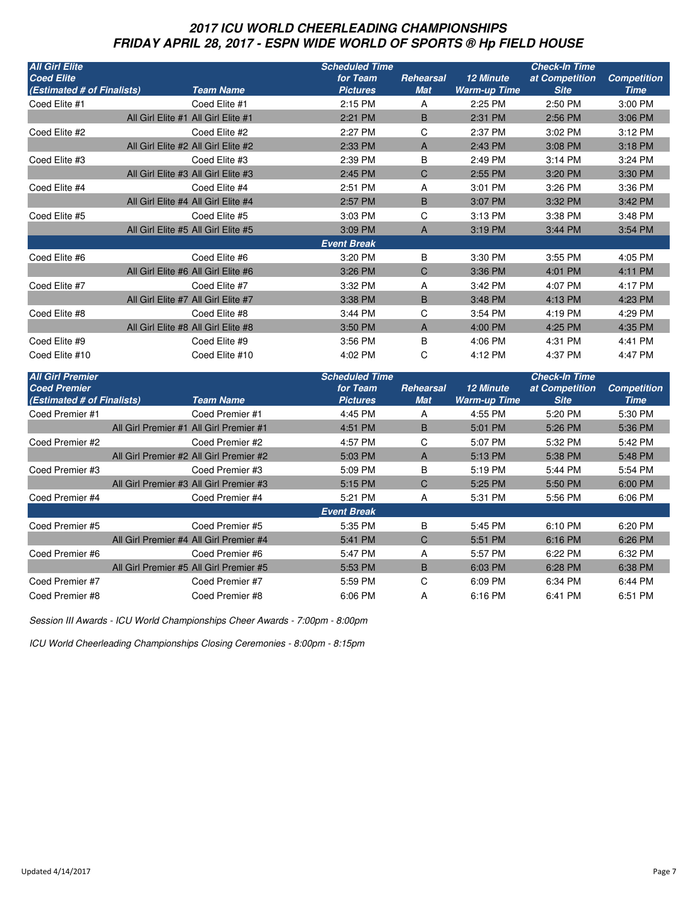# 2017 ICU WORLD CHEERLEADING CHAMPIONSHIPS
## FRIDAY APRIL 28, 2017 - ESPN WIDE WORLD OF SPORTS ® Hp FIELD HOUSE

| All Girl Elite<br>Coed Elite<br>(Estimated # of Finalists) | Team Name | Scheduled Time for Team Pictures | Rehearsal Mat | 12 Minute Warm-up Time | Check-In Time at Competition Site | Competition Time |
|---|---|---|---|---|---|---|
| Coed Elite #1 | Coed Elite #1 | 2:15 PM | A | 2:25 PM | 2:50 PM | 3:00 PM |
| All Girl Elite #1 | All Girl Elite #1 | 2:21 PM | B | 2:31 PM | 2:56 PM | 3:06 PM |
| Coed Elite #2 | Coed Elite #2 | 2:27 PM | C | 2:37 PM | 3:02 PM | 3:12 PM |
| All Girl Elite #2 | All Girl Elite #2 | 2:33 PM | A | 2:43 PM | 3:08 PM | 3:18 PM |
| Coed Elite #3 | Coed Elite #3 | 2:39 PM | B | 2:49 PM | 3:14 PM | 3:24 PM |
| All Girl Elite #3 | All Girl Elite #3 | 2:45 PM | C | 2:55 PM | 3:20 PM | 3:30 PM |
| Coed Elite #4 | Coed Elite #4 | 2:51 PM | A | 3:01 PM | 3:26 PM | 3:36 PM |
| All Girl Elite #4 | All Girl Elite #4 | 2:57 PM | B | 3:07 PM | 3:32 PM | 3:42 PM |
| Coed Elite #5 | Coed Elite #5 | 3:03 PM | C | 3:13 PM | 3:38 PM | 3:48 PM |
| All Girl Elite #5 | All Girl Elite #5 | 3:09 PM | A | 3:19 PM | 3:44 PM | 3:54 PM |
| | | Event Break | | | | |
| Coed Elite #6 | Coed Elite #6 | 3:20 PM | B | 3:30 PM | 3:55 PM | 4:05 PM |
| All Girl Elite #6 | All Girl Elite #6 | 3:26 PM | C | 3:36 PM | 4:01 PM | 4:11 PM |
| Coed Elite #7 | Coed Elite #7 | 3:32 PM | A | 3:42 PM | 4:07 PM | 4:17 PM |
| All Girl Elite #7 | All Girl Elite #7 | 3:38 PM | B | 3:48 PM | 4:13 PM | 4:23 PM |
| Coed Elite #8 | Coed Elite #8 | 3:44 PM | C | 3:54 PM | 4:19 PM | 4:29 PM |
| All Girl Elite #8 | All Girl Elite #8 | 3:50 PM | A | 4:00 PM | 4:25 PM | 4:35 PM |
| Coed Elite #9 | Coed Elite #9 | 3:56 PM | B | 4:06 PM | 4:31 PM | 4:41 PM |
| Coed Elite #10 | Coed Elite #10 | 4:02 PM | C | 4:12 PM | 4:37 PM | 4:47 PM |

| All Girl Premier<br>Coed Premier<br>(Estimated # of Finalists) | Team Name | Scheduled Time for Team Pictures | Rehearsal Mat | 12 Minute Warm-up Time | Check-In Time at Competition Site | Competition Time |
|---|---|---|---|---|---|---|
| Coed Premier #1 | Coed Premier #1 | 4:45 PM | A | 4:55 PM | 5:20 PM | 5:30 PM |
| All Girl Premier #1 | All Girl Premier #1 | 4:51 PM | B | 5:01 PM | 5:26 PM | 5:36 PM |
| Coed Premier #2 | Coed Premier #2 | 4:57 PM | C | 5:07 PM | 5:32 PM | 5:42 PM |
| All Girl Premier #2 | All Girl Premier #2 | 5:03 PM | A | 5:13 PM | 5:38 PM | 5:48 PM |
| Coed Premier #3 | Coed Premier #3 | 5:09 PM | B | 5:19 PM | 5:44 PM | 5:54 PM |
| All Girl Premier #3 | All Girl Premier #3 | 5:15 PM | C | 5:25 PM | 5:50 PM | 6:00 PM |
| Coed Premier #4 | Coed Premier #4 | 5:21 PM | A | 5:31 PM | 5:56 PM | 6:06 PM |
| | | Event Break | | | | |
| Coed Premier #5 | Coed Premier #5 | 5:35 PM | B | 5:45 PM | 6:10 PM | 6:20 PM |
| All Girl Premier #4 | All Girl Premier #4 | 5:41 PM | C | 5:51 PM | 6:16 PM | 6:26 PM |
| Coed Premier #6 | Coed Premier #6 | 5:47 PM | A | 5:57 PM | 6:22 PM | 6:32 PM |
| All Girl Premier #5 | All Girl Premier #5 | 5:53 PM | B | 6:03 PM | 6:28 PM | 6:38 PM |
| Coed Premier #7 | Coed Premier #7 | 5:59 PM | C | 6:09 PM | 6:34 PM | 6:44 PM |
| Coed Premier #8 | Coed Premier #8 | 6:06 PM | A | 6:16 PM | 6:41 PM | 6:51 PM |

*Session III Awards - ICU World Championships Cheer Awards - 7:00pm - 8:00pm*

*ICU World Cheerleading Championships Closing Ceremonies - 8:00pm - 8:15pm*

Updated 4/14/2017